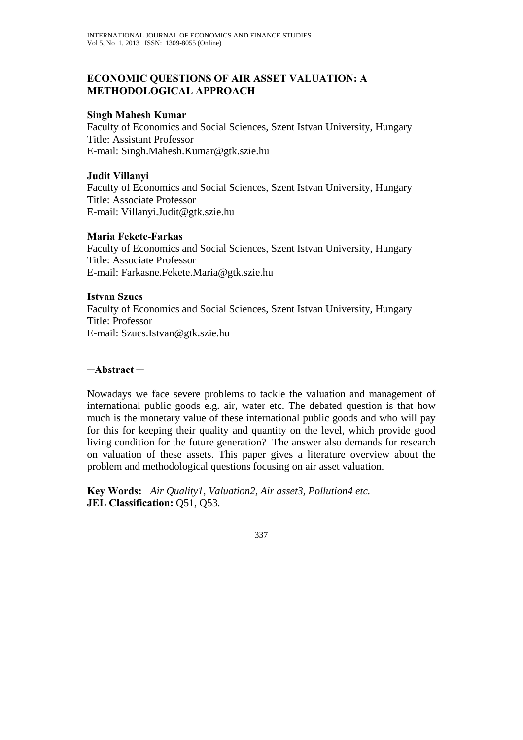# ECONOMIC QUESTIONS OF AIR ASSET VALUATION: A METHODOLOGICAL APPROACH

**Singh Mahesh Kumar**
Faculty of Economics and Social Sciences, Szent Istvan University, Hungary
Title: Assistant Professor
E-mail: Singh.Mahesh.Kumar@gtk.szie.hu

**Judit Villanyi**
Faculty of Economics and Social Sciences, Szent Istvan University, Hungary
Title: Associate Professor
E-mail: Villanyi.Judit@gtk.szie.hu

**Maria Fekete-Farkas**
Faculty of Economics and Social Sciences, Szent Istvan University, Hungary
Title: Associate Professor
E-mail: Farkasne.Fekete.Maria@gtk.szie.hu

**Istvan Szucs**
Faculty of Economics and Social Sciences, Szent Istvan University, Hungary
Title: Professor
E-mail: Szucs.Istvan@gtk.szie.hu

**─Abstract ─**

Nowadays we face severe problems to tackle the valuation and management of international public goods e.g. air, water etc. The debated question is that how much is the monetary value of these international public goods and who will pay for this for keeping their quality and quantity on the level, which provide good living condition for the future generation? The answer also demands for research on valuation of these assets. This paper gives a literature overview about the problem and methodological questions focusing on air asset valuation.

**Key Words:** *Air Quality1, Valuation2, Air asset3, Pollution4 etc.*
**JEL Classification:** Q51, Q53.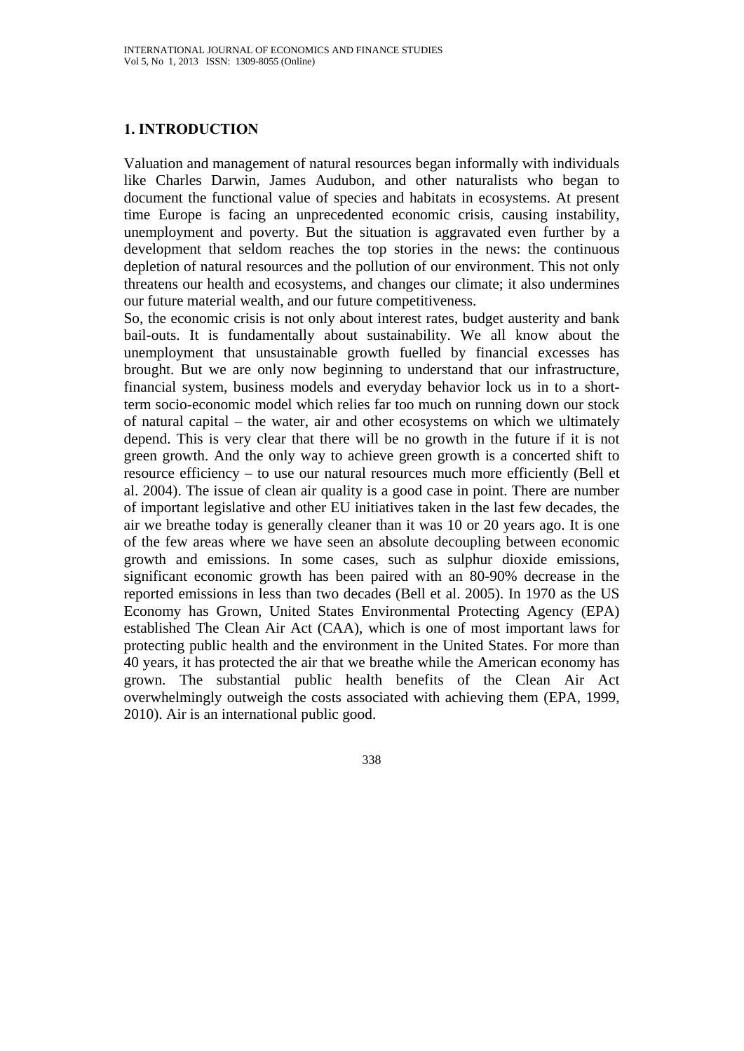## 1. INTRODUCTION

Valuation and management of natural resources began informally with individuals like Charles Darwin, James Audubon, and other naturalists who began to document the functional value of species and habitats in ecosystems. At present time Europe is facing an unprecedented economic crisis, causing instability, unemployment and poverty. But the situation is aggravated even further by a development that seldom reaches the top stories in the news: the continuous depletion of natural resources and the pollution of our environment. This not only threatens our health and ecosystems, and changes our climate; it also undermines our future material wealth, and our future competitiveness.

So, the economic crisis is not only about interest rates, budget austerity and bank bail-outs. It is fundamentally about sustainability. We all know about the unemployment that unsustainable growth fuelled by financial excesses has brought. But we are only now beginning to understand that our infrastructure, financial system, business models and everyday behavior lock us in to a short-term socio-economic model which relies far too much on running down our stock of natural capital – the water, air and other ecosystems on which we ultimately depend. This is very clear that there will be no growth in the future if it is not green growth. And the only way to achieve green growth is a concerted shift to resource efficiency – to use our natural resources much more efficiently (Bell et al. 2004). The issue of clean air quality is a good case in point. There are number of important legislative and other EU initiatives taken in the last few decades, the air we breathe today is generally cleaner than it was 10 or 20 years ago. It is one of the few areas where we have seen an absolute decoupling between economic growth and emissions. In some cases, such as sulphur dioxide emissions, significant economic growth has been paired with an 80-90% decrease in the reported emissions in less than two decades (Bell et al. 2005). In 1970 as the US Economy has Grown, United States Environmental Protecting Agency (EPA) established The Clean Air Act (CAA), which is one of most important laws for protecting public health and the environment in the United States. For more than 40 years, it has protected the air that we breathe while the American economy has grown. The substantial public health benefits of the Clean Air Act overwhelmingly outweigh the costs associated with achieving them (EPA, 1999, 2010). Air is an international public good.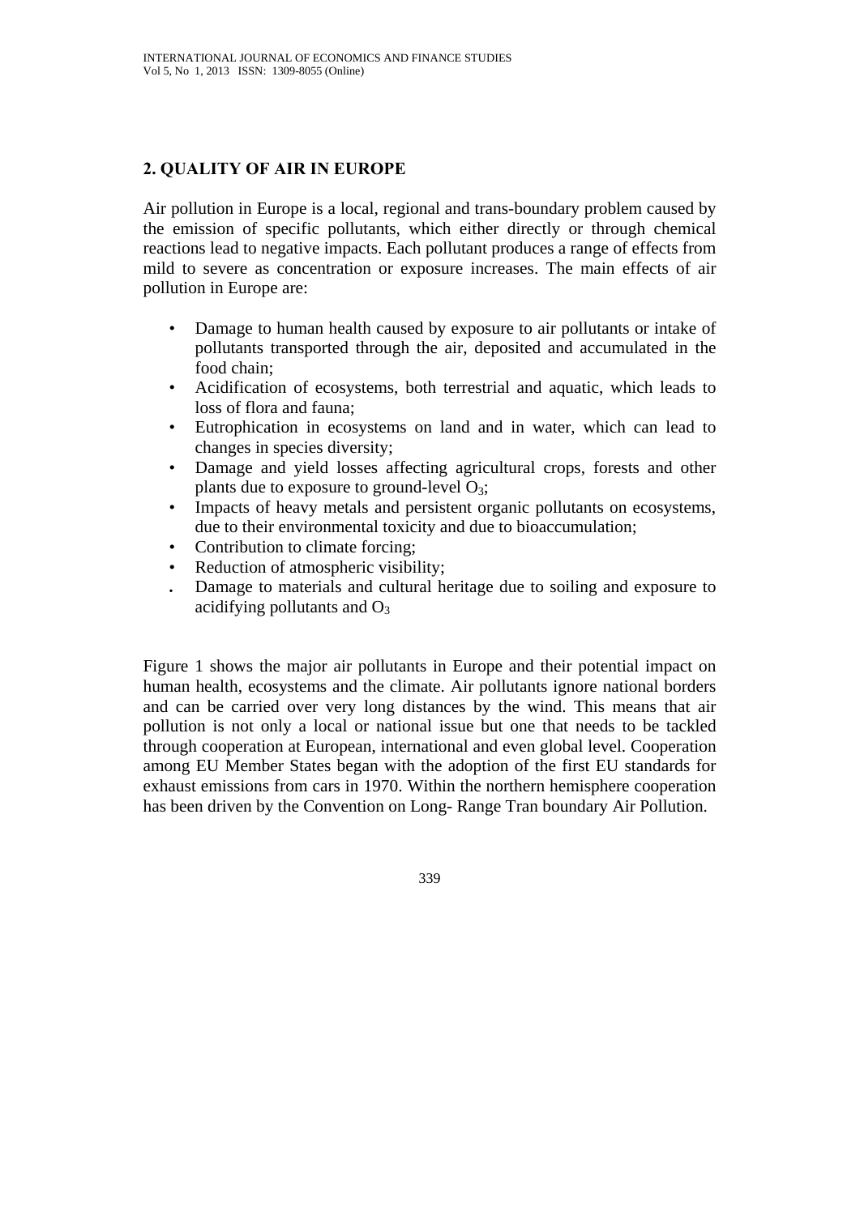## 2. QUALITY OF AIR IN EUROPE

Air pollution in Europe is a local, regional and trans-boundary problem caused by the emission of specific pollutants, which either directly or through chemical reactions lead to negative impacts. Each pollutant produces a range of effects from mild to severe as concentration or exposure increases. The main effects of air pollution in Europe are:

- Damage to human health caused by exposure to air pollutants or intake of pollutants transported through the air, deposited and accumulated in the food chain;
- Acidification of ecosystems, both terrestrial and aquatic, which leads to loss of flora and fauna;
- Eutrophication in ecosystems on land and in water, which can lead to changes in species diversity;
- Damage and yield losses affecting agricultural crops, forests and other plants due to exposure to ground-level $O_3$;
- Impacts of heavy metals and persistent organic pollutants on ecosystems, due to their environmental toxicity and due to bioaccumulation;
- Contribution to climate forcing;
- Reduction of atmospheric visibility;
- Damage to materials and cultural heritage due to soiling and exposure to acidifying pollutants and $O_3$

Figure 1 shows the major air pollutants in Europe and their potential impact on human health, ecosystems and the climate. Air pollutants ignore national borders and can be carried over very long distances by the wind. This means that air pollution is not only a local or national issue but one that needs to be tackled through cooperation at European, international and even global level. Cooperation among EU Member States began with the adoption of the first EU standards for exhaust emissions from cars in 1970. Within the northern hemisphere cooperation has been driven by the Convention on Long- Range Tran boundary Air Pollution.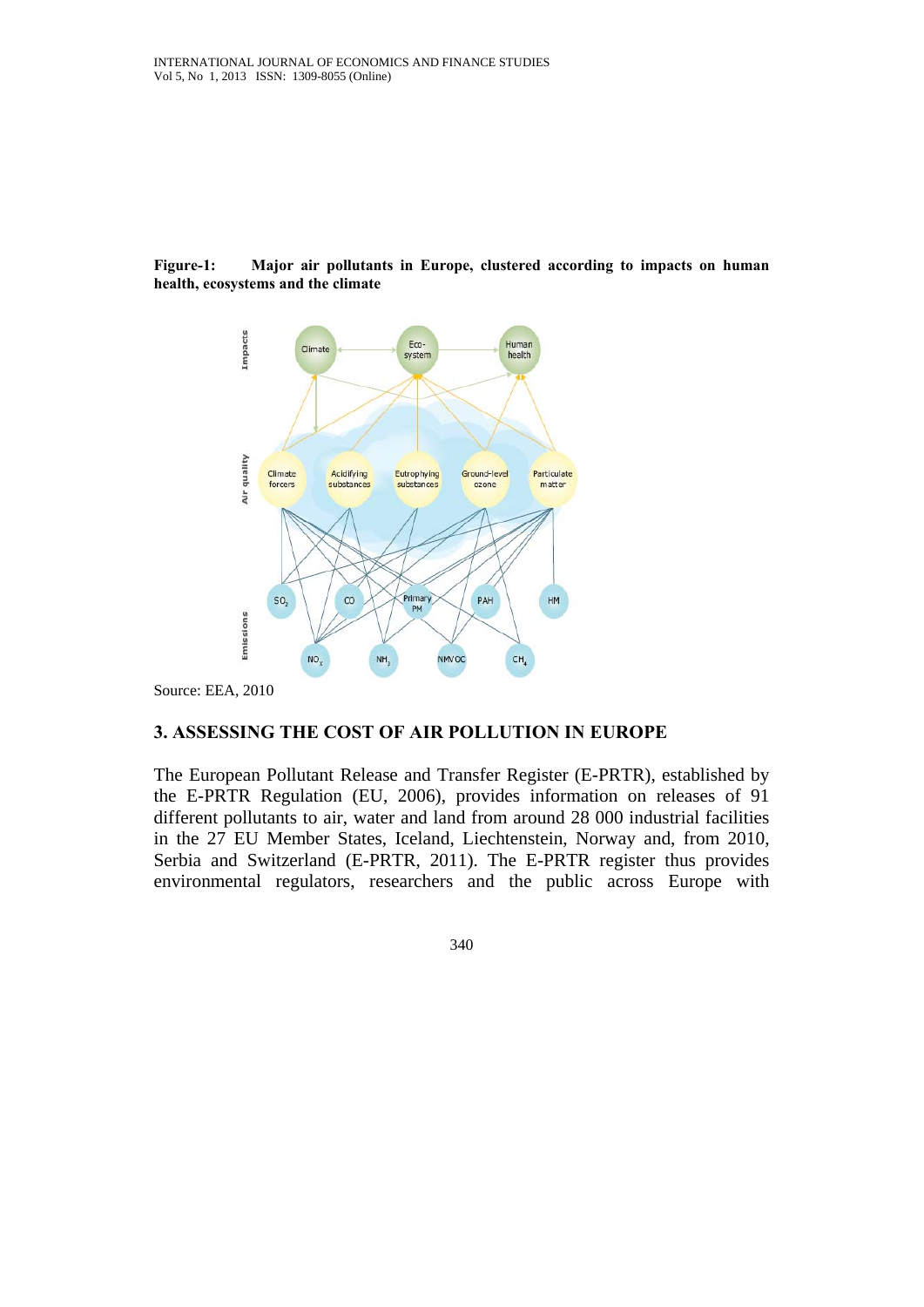**Figure-1: Major air pollutants in Europe, clustered according to impacts on human health, ecosystems and the climate**

Source: EEA, 2010

## 3. ASSESSING THE COST OF AIR POLLUTION IN EUROPE

The European Pollutant Release and Transfer Register (E-PRTR), established by the E-PRTR Regulation (EU, 2006), provides information on releases of 91 different pollutants to air, water and land from around 28 000 industrial facilities in the 27 EU Member States, Iceland, Liechtenstein, Norway and, from 2010, Serbia and Switzerland (E-PRTR, 2011). The E-PRTR register thus provides environmental regulators, researchers and the public across Europe with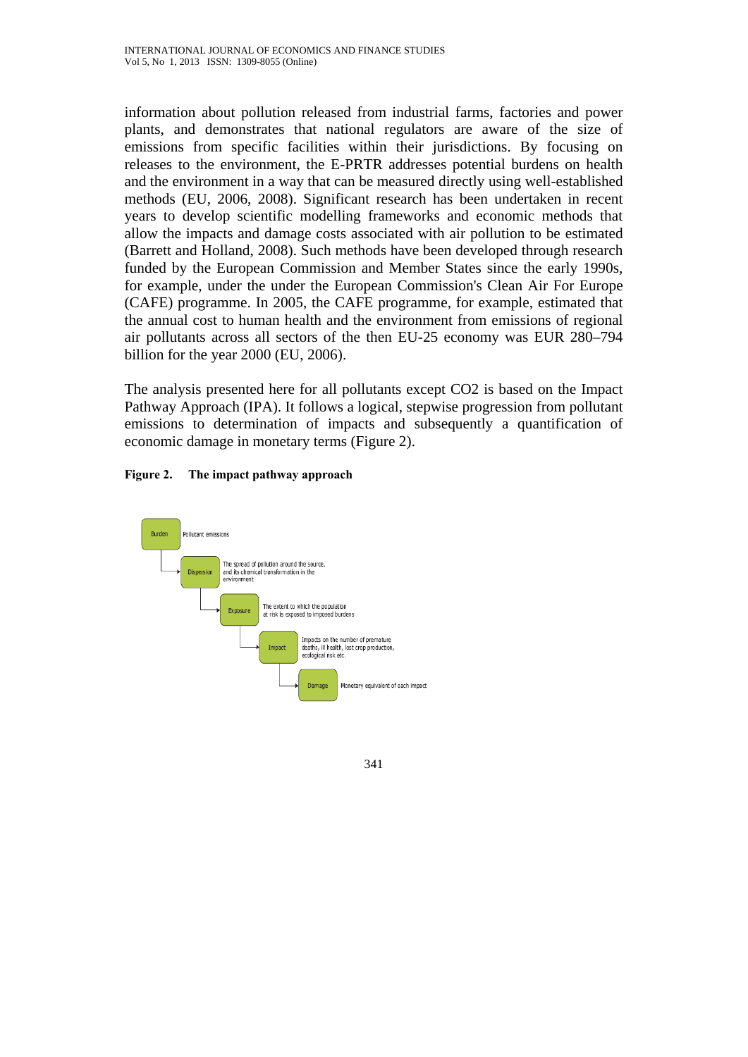information about pollution released from industrial farms, factories and power plants, and demonstrates that national regulators are aware of the size of emissions from specific facilities within their jurisdictions. By focusing on releases to the environment, the E-PRTR addresses potential burdens on health and the environment in a way that can be measured directly using well-established methods (EU, 2006, 2008). Significant research has been undertaken in recent years to develop scientific modelling frameworks and economic methods that allow the impacts and damage costs associated with air pollution to be estimated (Barrett and Holland, 2008). Such methods have been developed through research funded by the European Commission and Member States since the early 1990s, for example, under the under the European Commission's Clean Air For Europe (CAFE) programme. In 2005, the CAFE programme, for example, estimated that the annual cost to human health and the environment from emissions of regional air pollutants across all sectors of the then EU-25 economy was EUR 280–794 billion for the year 2000 (EU, 2006).

The analysis presented here for all pollutants except $CO_2$ is based on the Impact Pathway Approach (IPA). It follows a logical, stepwise progression from pollutant emissions to determination of impacts and subsequently a quantification of economic damage in monetary terms (Figure 2).

**Figure 2. The impact pathway approach**

- **Burden** – Pollutant emissions
- **Dispersion** – The spread of pollution around the source, and its chemical transformation in the environment
- **Exposure** – The extent to which the population at risk is exposed to imposed burdens
- **Impact** – Impacts on the number of premature deaths, ill health, lost crop production, ecological risk etc.
- **Damage** – Monetary equivalent of each impact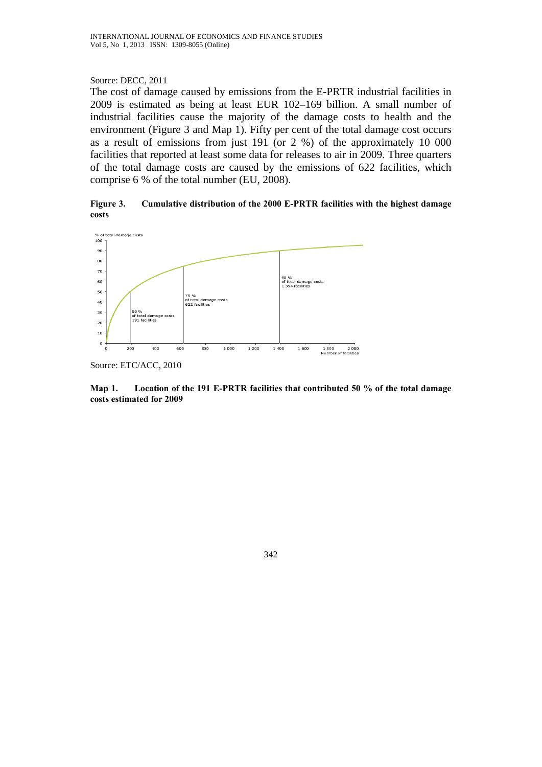Source: DECC, 2011

The cost of damage caused by emissions from the E-PRTR industrial facilities in 2009 is estimated as being at least EUR 102–169 billion. A small number of industrial facilities cause the majority of the damage costs to health and the environment (Figure 3 and Map 1). Fifty per cent of the total damage cost occurs as a result of emissions from just 191 (or 2 %) of the approximately 10 000 facilities that reported at least some data for releases to air in 2009. Three quarters of the total damage costs are caused by the emissions of 622 facilities, which comprise 6 % of the total number (EU, 2008).

**Figure 3. Cumulative distribution of the 2000 E-PRTR facilities with the highest damage costs**

Source: ETC/ACC, 2010

**Map 1. Location of the 191 E-PRTR facilities that contributed 50 % of the total damage costs estimated for 2009**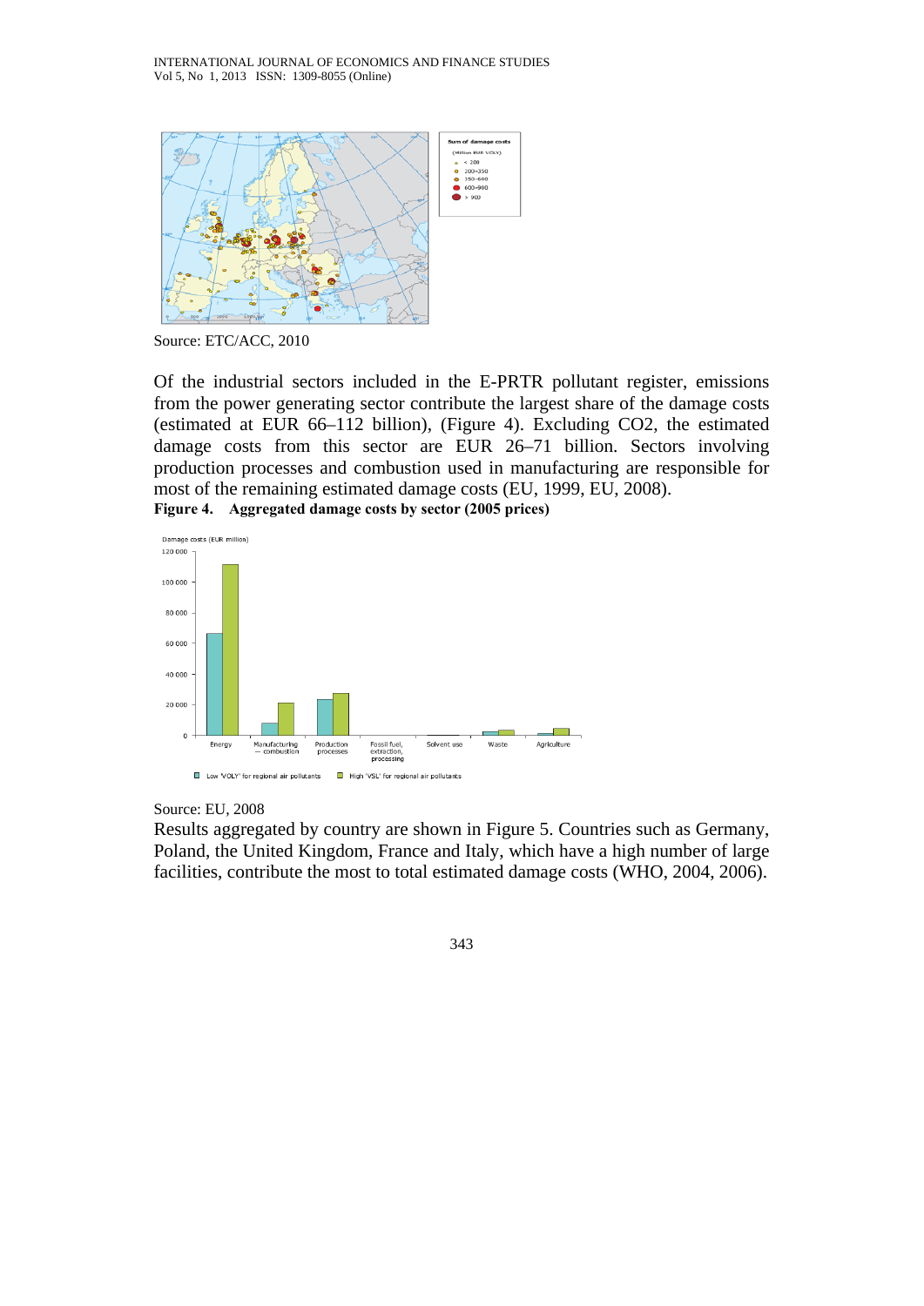Source: ETC/ACC, 2010

Of the industrial sectors included in the E-PRTR pollutant register, emissions from the power generating sector contribute the largest share of the damage costs (estimated at EUR 66–112 billion), (Figure 4). Excluding CO2, the estimated damage costs from this sector are EUR 26–71 billion. Sectors involving production processes and combustion used in manufacturing are responsible for most of the remaining estimated damage costs (EU, 1999, EU, 2008).

**Figure 4. Aggregated damage costs by sector (2005 prices)**

Source: EU, 2008

Results aggregated by country are shown in Figure 5. Countries such as Germany, Poland, the United Kingdom, France and Italy, which have a high number of large facilities, contribute the most to total estimated damage costs (WHO, 2004, 2006).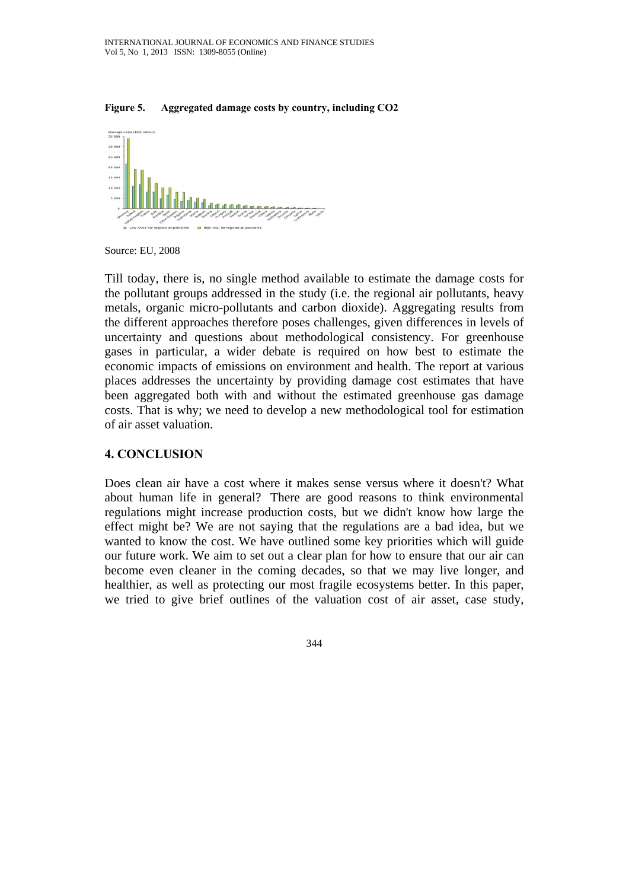**Figure 5. Aggregated damage costs by country, including $CO_2$**

Source: EU, 2008

Till today, there is, no single method available to estimate the damage costs for the pollutant groups addressed in the study (i.e. the regional air pollutants, heavy metals, organic micro-pollutants and carbon dioxide). Aggregating results from the different approaches therefore poses challenges, given differences in levels of uncertainty and questions about methodological consistency. For greenhouse gases in particular, a wider debate is required on how best to estimate the economic impacts of emissions on environment and health. The report at various places addresses the uncertainty by providing damage cost estimates that have been aggregated both with and without the estimated greenhouse gas damage costs. That is why; we need to develop a new methodological tool for estimation of air asset valuation.

## 4. CONCLUSION

Does clean air have a cost where it makes sense versus where it doesn't? What about human life in general? There are good reasons to think environmental regulations might increase production costs, but we didn't know how large the effect might be? We are not saying that the regulations are a bad idea, but we wanted to know the cost. We have outlined some key priorities which will guide our future work. We aim to set out a clear plan for how to ensure that our air can become even cleaner in the coming decades, so that we may live longer, and healthier, as well as protecting our most fragile ecosystems better. In this paper, we tried to give brief outlines of the valuation cost of air asset, case study,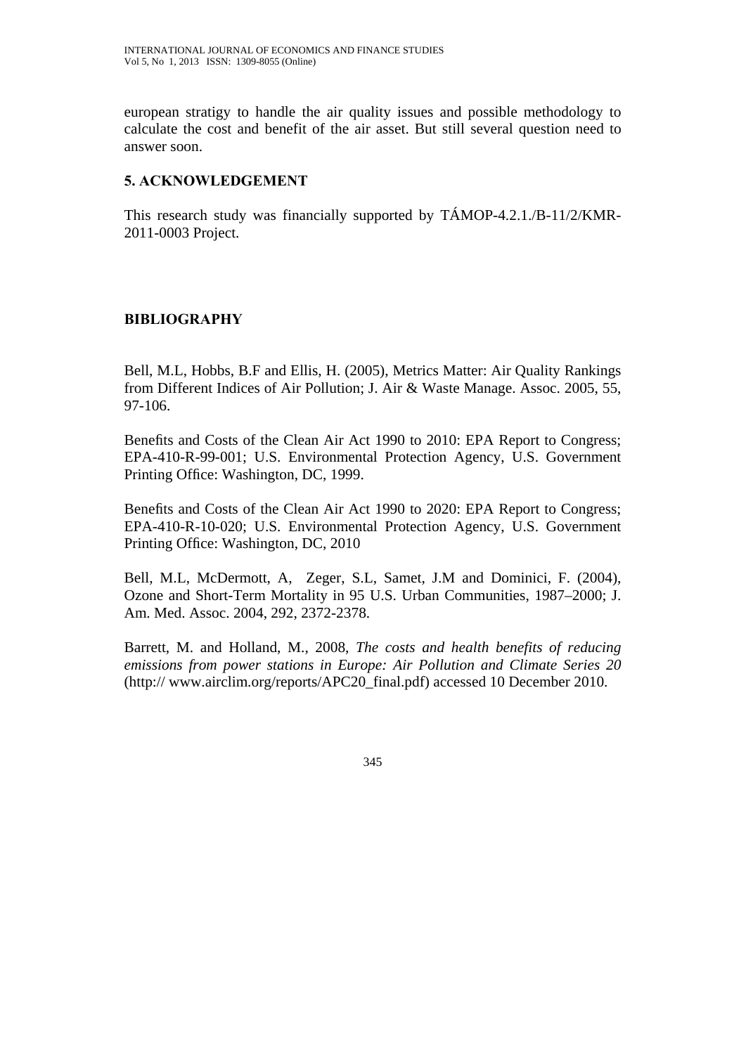european stratigy to handle the air quality issues and possible methodology to calculate the cost and benefit of the air asset. But still several question need to answer soon.

## 5. ACKNOWLEDGEMENT

This research study was financially supported by TÁMOP-4.2.1./B-11/2/KMR-2011-0003 Project.

## BIBLIOGRAPHY

Bell, M.L, Hobbs, B.F and Ellis, H. (2005), Metrics Matter: Air Quality Rankings from Different Indices of Air Pollution; J. Air & Waste Manage. Assoc. 2005, 55, 97-106.

Benefits and Costs of the Clean Air Act 1990 to 2010: EPA Report to Congress; EPA-410-R-99-001; U.S. Environmental Protection Agency, U.S. Government Printing Office: Washington, DC, 1999.

Benefits and Costs of the Clean Air Act 1990 to 2020: EPA Report to Congress; EPA-410-R-10-020; U.S. Environmental Protection Agency, U.S. Government Printing Office: Washington, DC, 2010

Bell, M.L, McDermott, A, Zeger, S.L, Samet, J.M and Dominici, F. (2004), Ozone and Short-Term Mortality in 95 U.S. Urban Communities, 1987–2000; J. Am. Med. Assoc. 2004, 292, 2372-2378.

Barrett, M. and Holland, M., 2008, *The costs and health benefits of reducing emissions from power stations in Europe: Air Pollution and Climate Series 20* (http:// www.airclim.org/reports/APC20_final.pdf) accessed 10 December 2010.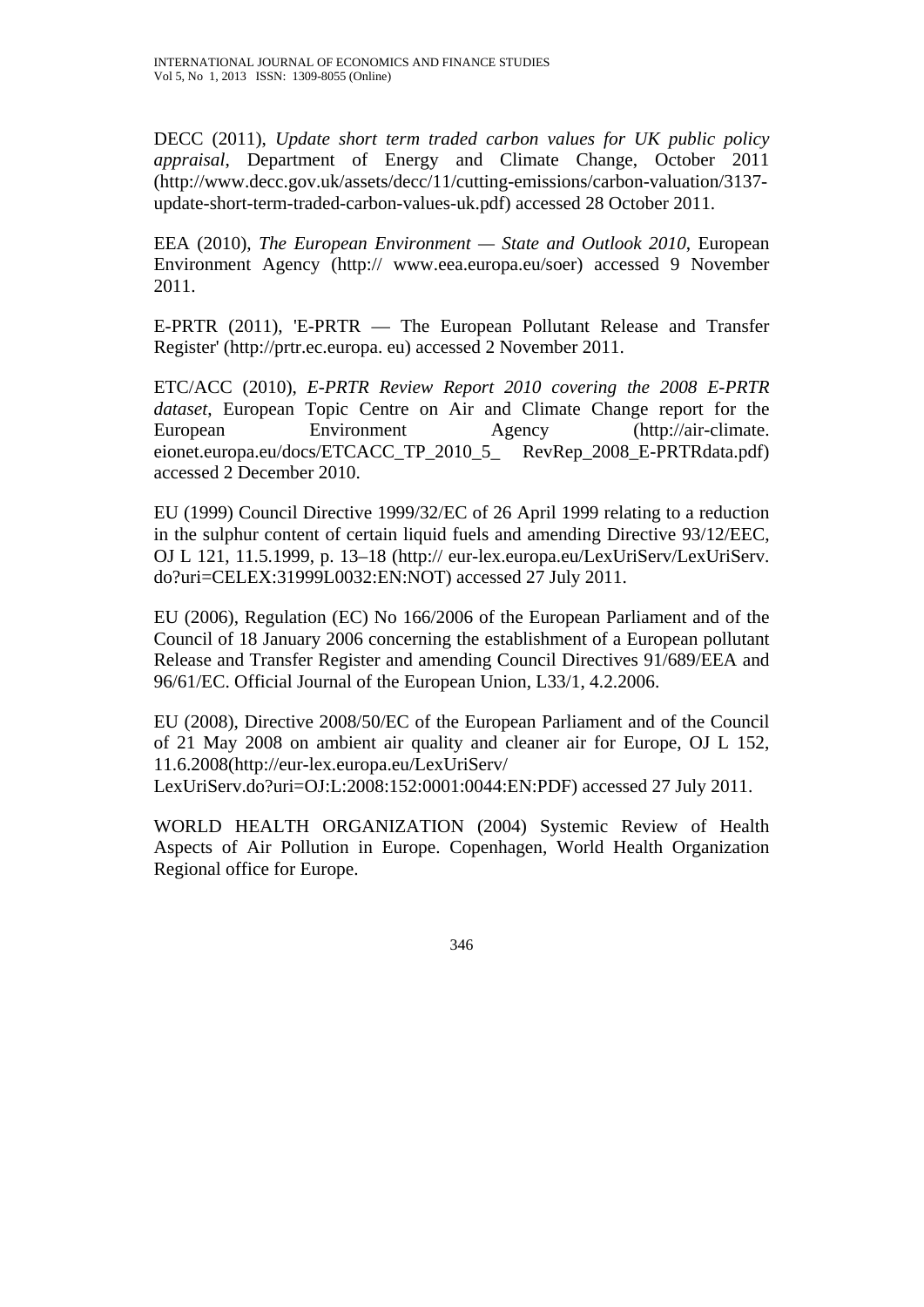DECC (2011), *Update short term traded carbon values for UK public policy appraisal*, Department of Energy and Climate Change, October 2011 (http://www.decc.gov.uk/assets/decc/11/cutting-emissions/carbon-valuation/3137-update-short-term-traded-carbon-values-uk.pdf) accessed 28 October 2011.

EEA (2010), *The European Environment — State and Outlook 2010*, European Environment Agency (http:// www.eea.europa.eu/soer) accessed 9 November 2011.

E-PRTR (2011), 'E-PRTR — The European Pollutant Release and Transfer Register' (http://prtr.ec.europa. eu) accessed 2 November 2011.

ETC/ACC (2010), *E-PRTR Review Report 2010 covering the 2008 E-PRTR dataset*, European Topic Centre on Air and Climate Change report for the European Environment Agency (http://air-climate. eionet.europa.eu/docs/ETCACC_TP_2010_5_ RevRep_2008_E-PRTRdata.pdf) accessed 2 December 2010.

EU (1999) Council Directive 1999/32/EC of 26 April 1999 relating to a reduction in the sulphur content of certain liquid fuels and amending Directive 93/12/EEC, OJ L 121, 11.5.1999, p. 13–18 (http:// eur-lex.europa.eu/LexUriServ/LexUriServ. do?uri=CELEX:31999L0032:EN:NOT) accessed 27 July 2011.

EU (2006), Regulation (EC) No 166/2006 of the European Parliament and of the Council of 18 January 2006 concerning the establishment of a European pollutant Release and Transfer Register and amending Council Directives 91/689/EEA and 96/61/EC. Official Journal of the European Union, L33/1, 4.2.2006.

EU (2008), Directive 2008/50/EC of the European Parliament and of the Council of 21 May 2008 on ambient air quality and cleaner air for Europe, OJ L 152, 11.6.2008(http://eur-lex.europa.eu/LexUriServ/ LexUriServ.do?uri=OJ:L:2008:152:0001:0044:EN:PDF) accessed 27 July 2011.

WORLD HEALTH ORGANIZATION (2004) Systemic Review of Health Aspects of Air Pollution in Europe. Copenhagen, World Health Organization Regional office for Europe.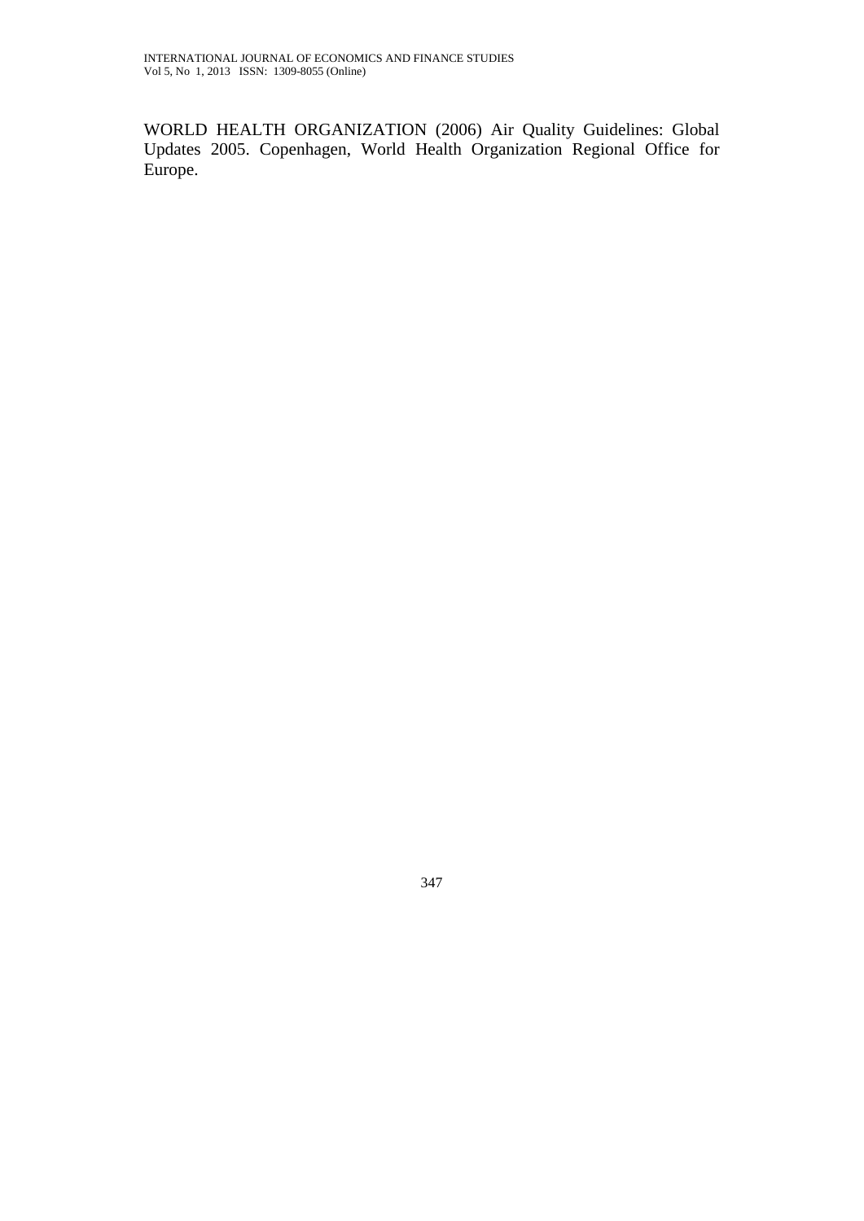WORLD HEALTH ORGANIZATION (2006) Air Quality Guidelines: Global Updates 2005. Copenhagen, World Health Organization Regional Office for Europe.